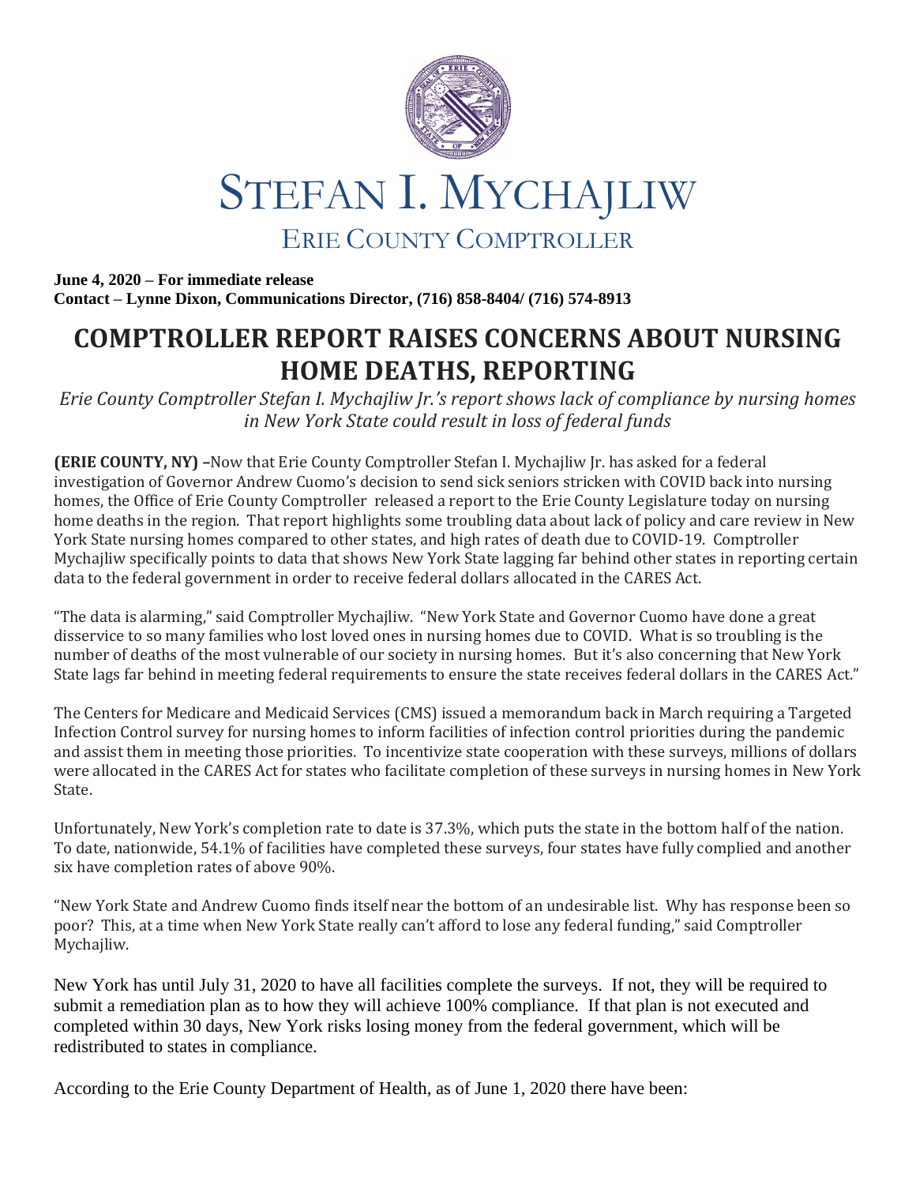# STEFAN I. MYCHAJLIW

## ERIE COUNTY COMPTROLLER

**June 4, 2020 – For immediate release**
**Contact – Lynne Dixon, Communications Director, (716) 858-8404/ (716) 574-8913**

# COMPTROLLER REPORT RAISES CONCERNS ABOUT NURSING HOME DEATHS, REPORTING

*Erie County Comptroller Stefan I. Mychajliw Jr.'s report shows lack of compliance by nursing homes in New York State could result in loss of federal funds*

**(ERIE COUNTY, NY) –**Now that Erie County Comptroller Stefan I. Mychajliw Jr. has asked for a federal investigation of Governor Andrew Cuomo's decision to send sick seniors stricken with COVID back into nursing homes, the Office of Erie County Comptroller released a report to the Erie County Legislature today on nursing home deaths in the region. That report highlights some troubling data about lack of policy and care review in New York State nursing homes compared to other states, and high rates of death due to COVID-19. Comptroller Mychajliw specifically points to data that shows New York State lagging far behind other states in reporting certain data to the federal government in order to receive federal dollars allocated in the CARES Act.

"The data is alarming," said Comptroller Mychajliw. "New York State and Governor Cuomo have done a great disservice to so many families who lost loved ones in nursing homes due to COVID. What is so troubling is the number of deaths of the most vulnerable of our society in nursing homes. But it's also concerning that New York State lags far behind in meeting federal requirements to ensure the state receives federal dollars in the CARES Act."

The Centers for Medicare and Medicaid Services (CMS) issued a memorandum back in March requiring a Targeted Infection Control survey for nursing homes to inform facilities of infection control priorities during the pandemic and assist them in meeting those priorities. To incentivize state cooperation with these surveys, millions of dollars were allocated in the CARES Act for states who facilitate completion of these surveys in nursing homes in New York State.

Unfortunately, New York's completion rate to date is 37.3%, which puts the state in the bottom half of the nation. To date, nationwide, 54.1% of facilities have completed these surveys, four states have fully complied and another six have completion rates of above 90%.

"New York State and Andrew Cuomo finds itself near the bottom of an undesirable list. Why has response been so poor? This, at a time when New York State really can't afford to lose any federal funding," said Comptroller Mychajliw.

New York has until July 31, 2020 to have all facilities complete the surveys. If not, they will be required to submit a remediation plan as to how they will achieve 100% compliance. If that plan is not executed and completed within 30 days, New York risks losing money from the federal government, which will be redistributed to states in compliance.

According to the Erie County Department of Health, as of June 1, 2020 there have been: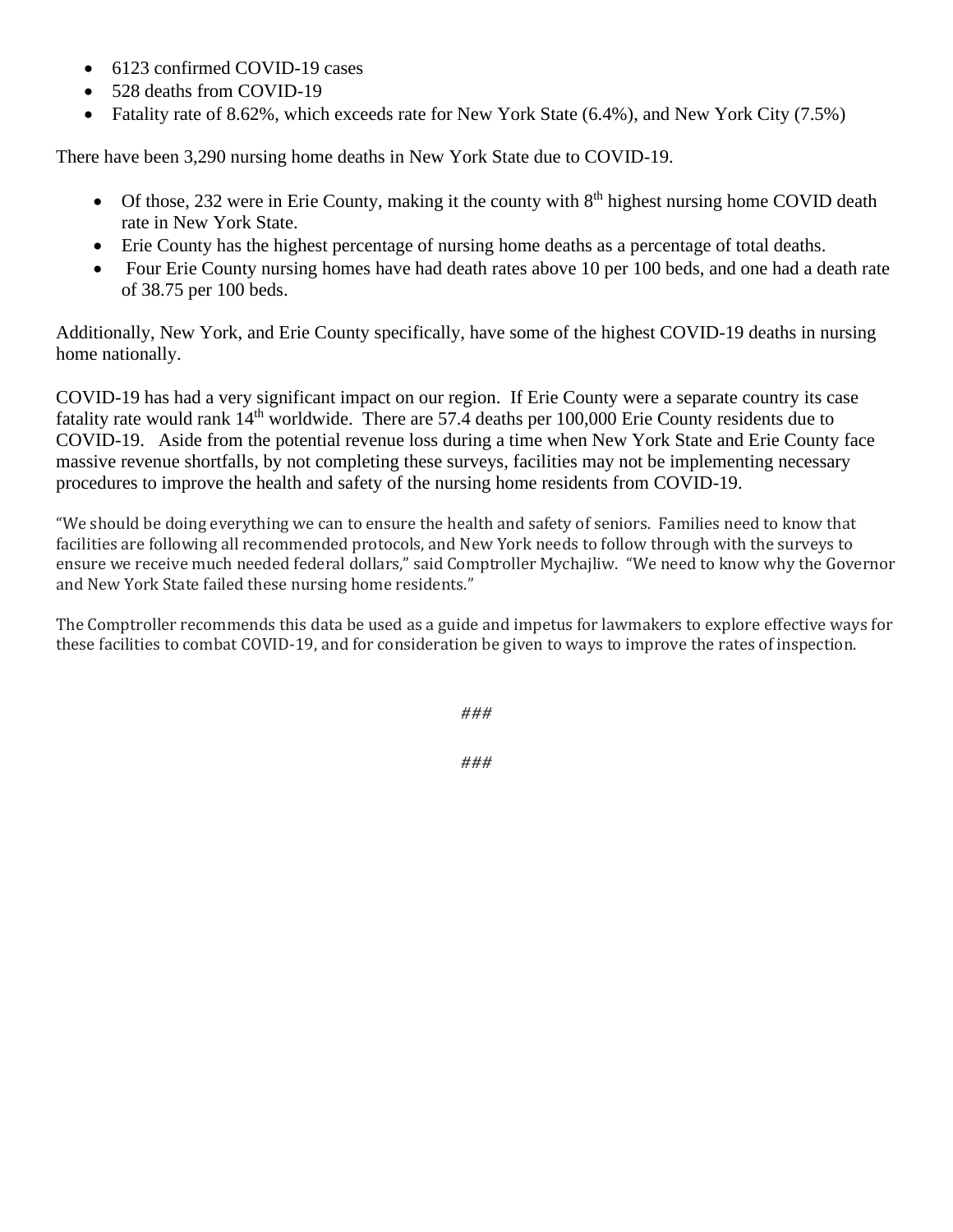- 6123 confirmed COVID-19 cases
- 528 deaths from COVID-19
- Fatality rate of 8.62%, which exceeds rate for New York State (6.4%), and New York City (7.5%)

There have been 3,290 nursing home deaths in New York State due to COVID-19.

- Of those, 232 were in Erie County, making it the county with 8th highest nursing home COVID death rate in New York State.
- Erie County has the highest percentage of nursing home deaths as a percentage of total deaths.
- Four Erie County nursing homes have had death rates above 10 per 100 beds, and one had a death rate of 38.75 per 100 beds.

Additionally, New York, and Erie County specifically, have some of the highest COVID-19 deaths in nursing home nationally.

COVID-19 has had a very significant impact on our region. If Erie County were a separate country its case fatality rate would rank 14th worldwide. There are 57.4 deaths per 100,000 Erie County residents due to COVID-19. Aside from the potential revenue loss during a time when New York State and Erie County face massive revenue shortfalls, by not completing these surveys, facilities may not be implementing necessary procedures to improve the health and safety of the nursing home residents from COVID-19.

"We should be doing everything we can to ensure the health and safety of seniors. Families need to know that facilities are following all recommended protocols, and New York needs to follow through with the surveys to ensure we receive much needed federal dollars," said Comptroller Mychajliw. "We need to know why the Governor and New York State failed these nursing home residents."

The Comptroller recommends this data be used as a guide and impetus for lawmakers to explore effective ways for these facilities to combat COVID-19, and for consideration be given to ways to improve the rates of inspection.

###

###